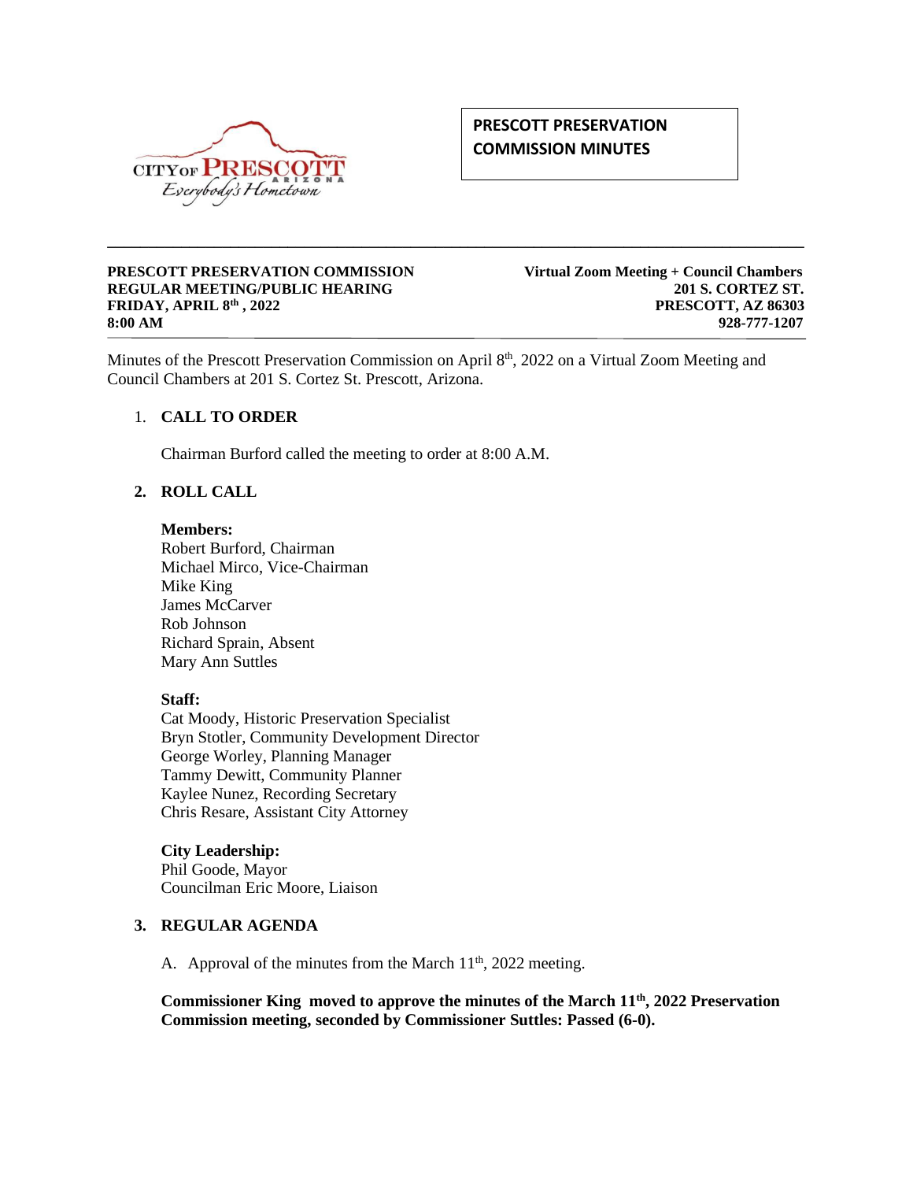CITY OF PRESCOTT ARIZONA
*Everybody's Hometown*

# PRESCOTT PRESERVATION COMMISSION MINUTES

---

**PRESCOTT PRESERVATION COMMISSION**
**REGULAR MEETING/PUBLIC HEARING**
**FRIDAY, APRIL 8th , 2022**
**8:00 AM**

**Virtual Zoom Meeting + Council Chambers**
**201 S. CORTEZ ST.**
**PRESCOTT, AZ 86303**
**928-777-1207**

---

Minutes of the Prescott Preservation Commission on April 8th, 2022 on a Virtual Zoom Meeting and Council Chambers at 201 S. Cortez St. Prescott, Arizona.

1. **CALL TO ORDER**

   Chairman Burford called the meeting to order at 8:00 A.M.

2. **ROLL CALL**

   **Members:**
   Robert Burford, Chairman
   Michael Mirco, Vice-Chairman
   Mike King
   James McCarver
   Rob Johnson
   Richard Sprain, Absent
   Mary Ann Suttles

   **Staff:**
   Cat Moody, Historic Preservation Specialist
   Bryn Stotler, Community Development Director
   George Worley, Planning Manager
   Tammy Dewitt, Community Planner
   Kaylee Nunez, Recording Secretary
   Chris Resare, Assistant City Attorney

   **City Leadership:**
   Phil Goode, Mayor
   Councilman Eric Moore, Liaison

3. **REGULAR AGENDA**

   A. Approval of the minutes from the March 11th, 2022 meeting.

   **Commissioner King moved to approve the minutes of the March 11th, 2022 Preservation Commission meeting, seconded by Commissioner Suttles: Passed (6-0).**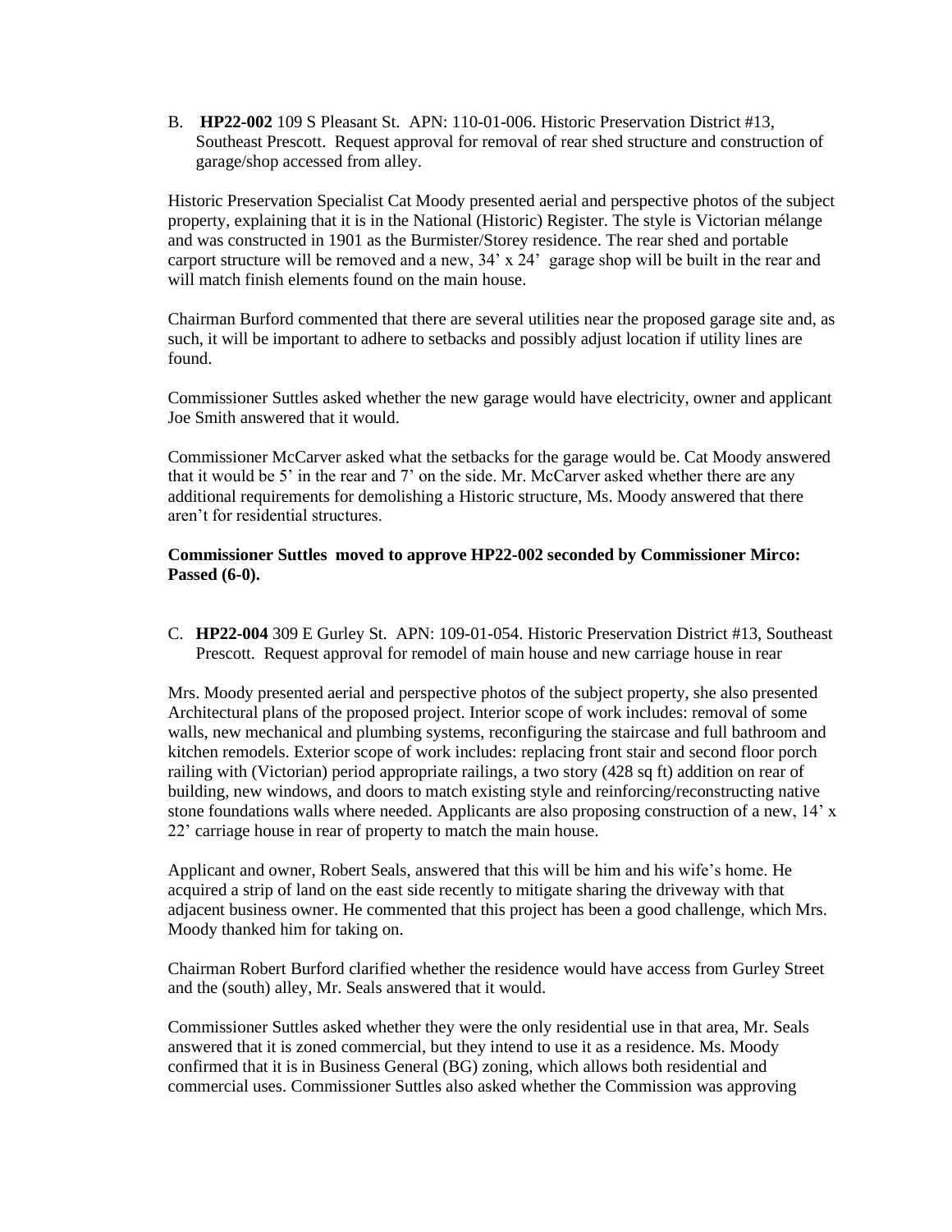B. **HP22-002** 109 S Pleasant St. APN: 110-01-006. Historic Preservation District #13, Southeast Prescott. Request approval for removal of rear shed structure and construction of garage/shop accessed from alley.

Historic Preservation Specialist Cat Moody presented aerial and perspective photos of the subject property, explaining that it is in the National (Historic) Register. The style is Victorian mélange and was constructed in 1901 as the Burmister/Storey residence. The rear shed and portable carport structure will be removed and a new, 34' x 24' garage shop will be built in the rear and will match finish elements found on the main house.

Chairman Burford commented that there are several utilities near the proposed garage site and, as such, it will be important to adhere to setbacks and possibly adjust location if utility lines are found.

Commissioner Suttles asked whether the new garage would have electricity, owner and applicant Joe Smith answered that it would.

Commissioner McCarver asked what the setbacks for the garage would be. Cat Moody answered that it would be 5' in the rear and 7' on the side. Mr. McCarver asked whether there are any additional requirements for demolishing a Historic structure, Ms. Moody answered that there aren't for residential structures.

**Commissioner Suttles moved to approve HP22-002 seconded by Commissioner Mirco: Passed (6-0).**

C. **HP22-004** 309 E Gurley St. APN: 109-01-054. Historic Preservation District #13, Southeast Prescott. Request approval for remodel of main house and new carriage house in rear

Mrs. Moody presented aerial and perspective photos of the subject property, she also presented Architectural plans of the proposed project. Interior scope of work includes: removal of some walls, new mechanical and plumbing systems, reconfiguring the staircase and full bathroom and kitchen remodels. Exterior scope of work includes: replacing front stair and second floor porch railing with (Victorian) period appropriate railings, a two story (428 sq ft) addition on rear of building, new windows, and doors to match existing style and reinforcing/reconstructing native stone foundations walls where needed. Applicants are also proposing construction of a new, 14' x 22' carriage house in rear of property to match the main house.

Applicant and owner, Robert Seals, answered that this will be him and his wife's home. He acquired a strip of land on the east side recently to mitigate sharing the driveway with that adjacent business owner. He commented that this project has been a good challenge, which Mrs. Moody thanked him for taking on.

Chairman Robert Burford clarified whether the residence would have access from Gurley Street and the (south) alley, Mr. Seals answered that it would.

Commissioner Suttles asked whether they were the only residential use in that area, Mr. Seals answered that it is zoned commercial, but they intend to use it as a residence. Ms. Moody confirmed that it is in Business General (BG) zoning, which allows both residential and commercial uses. Commissioner Suttles also asked whether the Commission was approving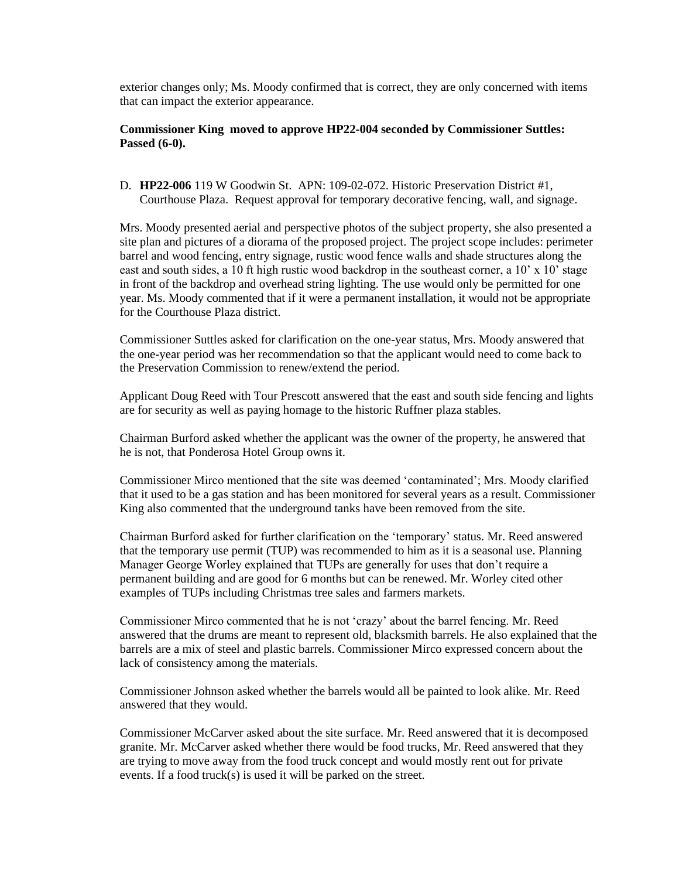exterior changes only; Ms. Moody confirmed that is correct, they are only concerned with items that can impact the exterior appearance.

**Commissioner King moved to approve HP22-004 seconded by Commissioner Suttles: Passed (6-0).**

D. **HP22-006** 119 W Goodwin St. APN: 109-02-072. Historic Preservation District #1, Courthouse Plaza. Request approval for temporary decorative fencing, wall, and signage.

Mrs. Moody presented aerial and perspective photos of the subject property, she also presented a site plan and pictures of a diorama of the proposed project. The project scope includes: perimeter barrel and wood fencing, entry signage, rustic wood fence walls and shade structures along the east and south sides, a 10 ft high rustic wood backdrop in the southeast corner, a 10' x 10' stage in front of the backdrop and overhead string lighting. The use would only be permitted for one year. Ms. Moody commented that if it were a permanent installation, it would not be appropriate for the Courthouse Plaza district.

Commissioner Suttles asked for clarification on the one-year status, Mrs. Moody answered that the one-year period was her recommendation so that the applicant would need to come back to the Preservation Commission to renew/extend the period.

Applicant Doug Reed with Tour Prescott answered that the east and south side fencing and lights are for security as well as paying homage to the historic Ruffner plaza stables.

Chairman Burford asked whether the applicant was the owner of the property, he answered that he is not, that Ponderosa Hotel Group owns it.

Commissioner Mirco mentioned that the site was deemed 'contaminated'; Mrs. Moody clarified that it used to be a gas station and has been monitored for several years as a result. Commissioner King also commented that the underground tanks have been removed from the site.

Chairman Burford asked for further clarification on the 'temporary' status. Mr. Reed answered that the temporary use permit (TUP) was recommended to him as it is a seasonal use. Planning Manager George Worley explained that TUPs are generally for uses that don't require a permanent building and are good for 6 months but can be renewed. Mr. Worley cited other examples of TUPs including Christmas tree sales and farmers markets.

Commissioner Mirco commented that he is not 'crazy' about the barrel fencing. Mr. Reed answered that the drums are meant to represent old, blacksmith barrels. He also explained that the barrels are a mix of steel and plastic barrels. Commissioner Mirco expressed concern about the lack of consistency among the materials.

Commissioner Johnson asked whether the barrels would all be painted to look alike. Mr. Reed answered that they would.

Commissioner McCarver asked about the site surface. Mr. Reed answered that it is decomposed granite. Mr. McCarver asked whether there would be food trucks, Mr. Reed answered that they are trying to move away from the food truck concept and would mostly rent out for private events. If a food truck(s) is used it will be parked on the street.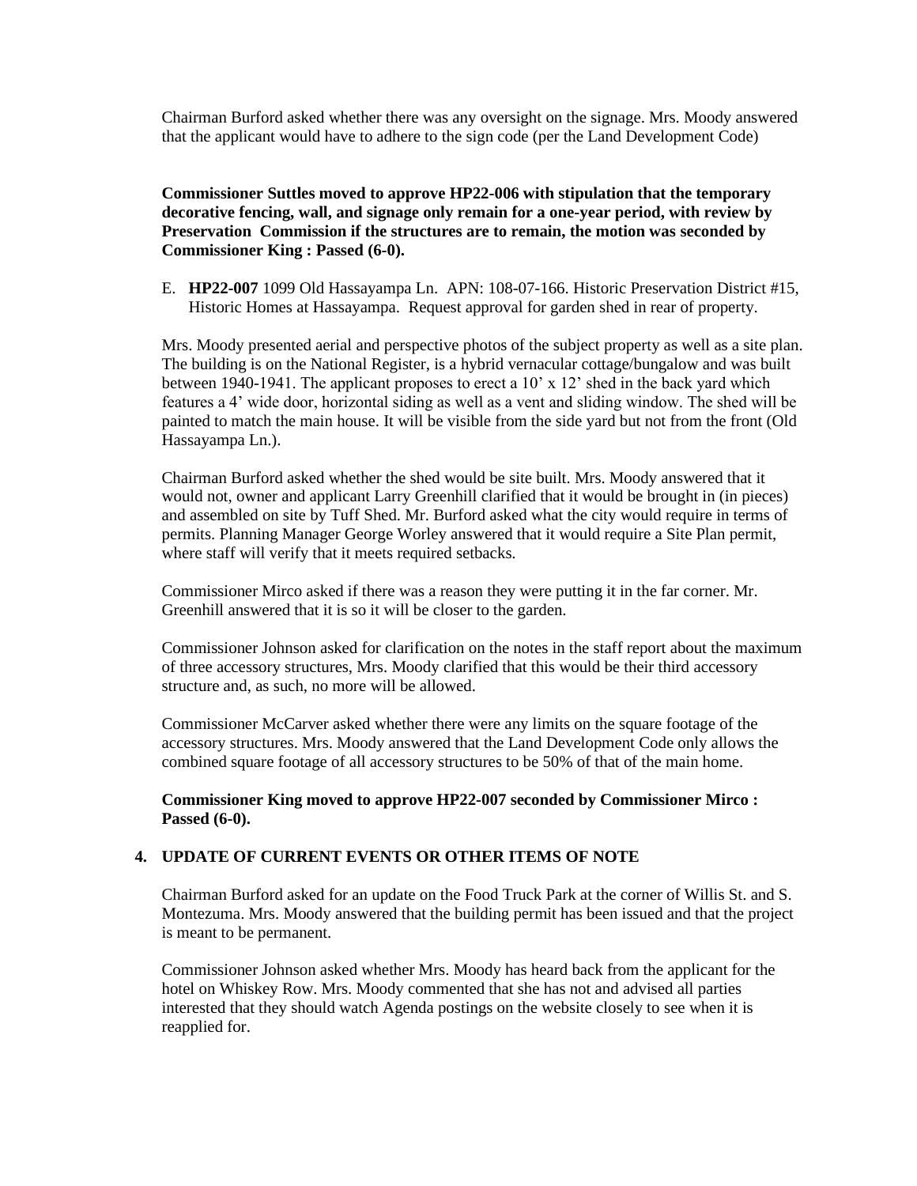Chairman Burford asked whether there was any oversight on the signage. Mrs. Moody answered that the applicant would have to adhere to the sign code (per the Land Development Code)

**Commissioner Suttles moved to approve HP22-006 with stipulation that the temporary decorative fencing, wall, and signage only remain for a one-year period, with review by Preservation Commission if the structures are to remain, the motion was seconded by Commissioner King : Passed (6-0).**

E. **HP22-007** 1099 Old Hassayampa Ln. APN: 108-07-166. Historic Preservation District #15, Historic Homes at Hassayampa. Request approval for garden shed in rear of property.

Mrs. Moody presented aerial and perspective photos of the subject property as well as a site plan. The building is on the National Register, is a hybrid vernacular cottage/bungalow and was built between 1940-1941. The applicant proposes to erect a 10' x 12' shed in the back yard which features a 4' wide door, horizontal siding as well as a vent and sliding window. The shed will be painted to match the main house. It will be visible from the side yard but not from the front (Old Hassayampa Ln.).

Chairman Burford asked whether the shed would be site built. Mrs. Moody answered that it would not, owner and applicant Larry Greenhill clarified that it would be brought in (in pieces) and assembled on site by Tuff Shed. Mr. Burford asked what the city would require in terms of permits. Planning Manager George Worley answered that it would require a Site Plan permit, where staff will verify that it meets required setbacks.

Commissioner Mirco asked if there was a reason they were putting it in the far corner. Mr. Greenhill answered that it is so it will be closer to the garden.

Commissioner Johnson asked for clarification on the notes in the staff report about the maximum of three accessory structures, Mrs. Moody clarified that this would be their third accessory structure and, as such, no more will be allowed.

Commissioner McCarver asked whether there were any limits on the square footage of the accessory structures. Mrs. Moody answered that the Land Development Code only allows the combined square footage of all accessory structures to be 50% of that of the main home.

**Commissioner King moved to approve HP22-007 seconded by Commissioner Mirco : Passed (6-0).**

## 4. UPDATE OF CURRENT EVENTS OR OTHER ITEMS OF NOTE

Chairman Burford asked for an update on the Food Truck Park at the corner of Willis St. and S. Montezuma. Mrs. Moody answered that the building permit has been issued and that the project is meant to be permanent.

Commissioner Johnson asked whether Mrs. Moody has heard back from the applicant for the hotel on Whiskey Row. Mrs. Moody commented that she has not and advised all parties interested that they should watch Agenda postings on the website closely to see when it is reapplied for.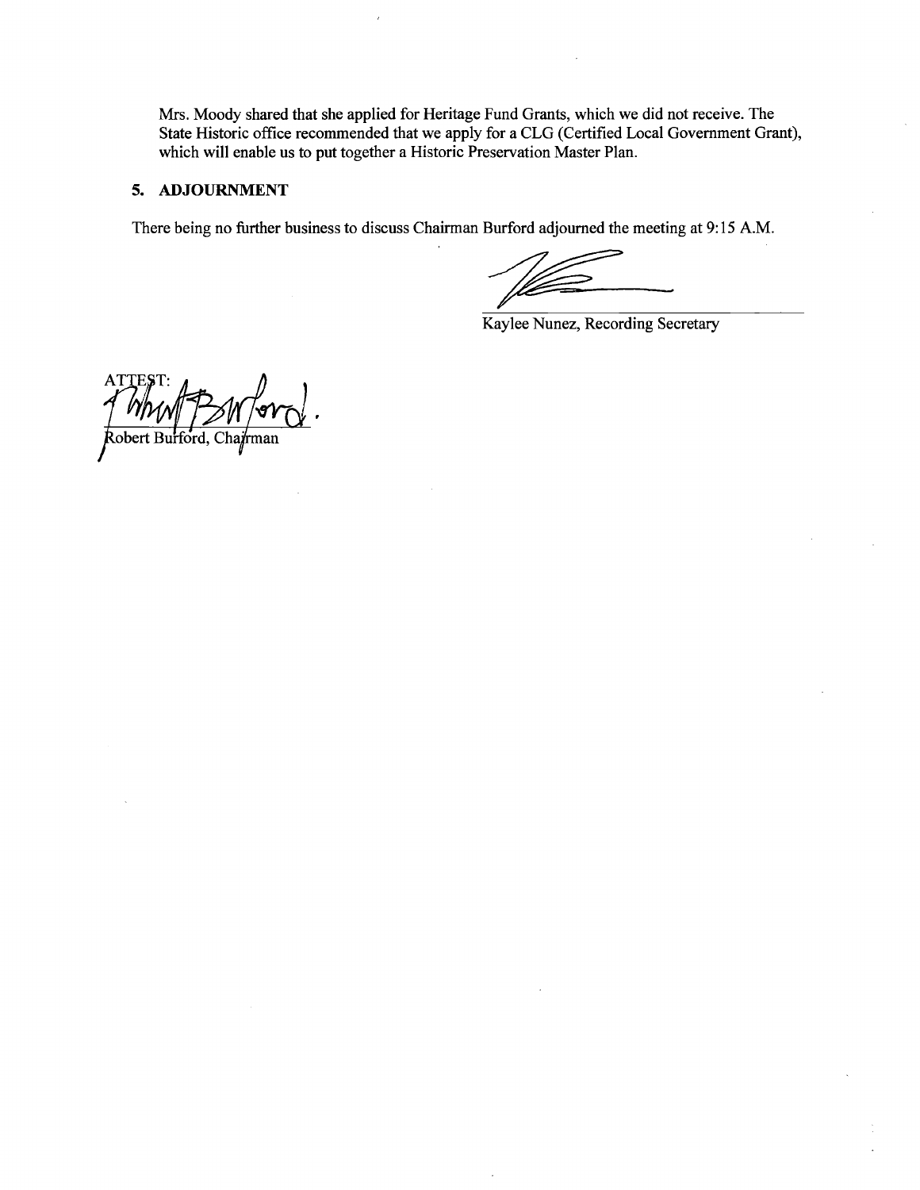Mrs. Moody shared that she applied for Heritage Fund Grants, which we did not receive. The State Historic office recommended that we apply for a CLG (Certified Local Government Grant), which will enable us to put together a Historic Preservation Master Plan.

### 5. ADJOURNMENT

There being no further business to discuss Chairman Burford adjourned the meeting at 9:15 A.M.

Kaylee Nunez, Recording Secretary

ATTEST:

Robert Burford, Chairman